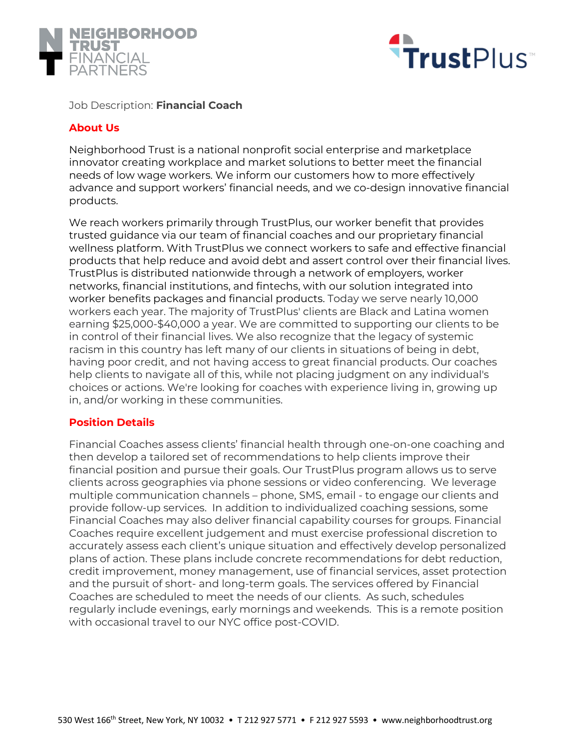Job Description: **Financial Coach**

## About Us

Neighborhood Trust is a national nonprofit social enterprise and marketplace innovator creating workplace and market solutions to better meet the financial needs of low wage workers. We inform our customers how to more effectively advance and support workers' financial needs, and we co-design innovative financial products.

We reach workers primarily through TrustPlus, our worker benefit that provides trusted guidance via our team of financial coaches and our proprietary financial wellness platform. With TrustPlus we connect workers to safe and effective financial products that help reduce and avoid debt and assert control over their financial lives. TrustPlus is distributed nationwide through a network of employers, worker networks, financial institutions, and fintechs, with our solution integrated into worker benefits packages and financial products. Today we serve nearly 10,000 workers each year. The majority of TrustPlus' clients are Black and Latina women earning $25,000-$40,000 a year. We are committed to supporting our clients to be in control of their financial lives. We also recognize that the legacy of systemic racism in this country has left many of our clients in situations of being in debt, having poor credit, and not having access to great financial products. Our coaches help clients to navigate all of this, while not placing judgment on any individual's choices or actions. We're looking for coaches with experience living in, growing up in, and/or working in these communities.

## Position Details

Financial Coaches assess clients' financial health through one-on-one coaching and then develop a tailored set of recommendations to help clients improve their financial position and pursue their goals. Our TrustPlus program allows us to serve clients across geographies via phone sessions or video conferencing. We leverage multiple communication channels – phone, SMS, email - to engage our clients and provide follow-up services. In addition to individualized coaching sessions, some Financial Coaches may also deliver financial capability courses for groups. Financial Coaches require excellent judgement and must exercise professional discretion to accurately assess each client's unique situation and effectively develop personalized plans of action. These plans include concrete recommendations for debt reduction, credit improvement, money management, use of financial services, asset protection and the pursuit of short- and long-term goals. The services offered by Financial Coaches are scheduled to meet the needs of our clients. As such, schedules regularly include evenings, early mornings and weekends. This is a remote position with occasional travel to our NYC office post-COVID.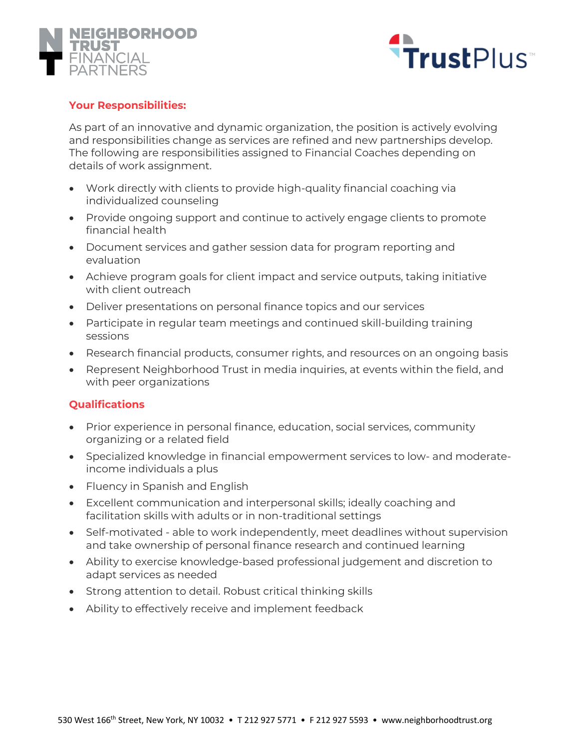## Your Responsibilities:

As part of an innovative and dynamic organization, the position is actively evolving and responsibilities change as services are refined and new partnerships develop. The following are responsibilities assigned to Financial Coaches depending on details of work assignment.

- Work directly with clients to provide high-quality financial coaching via individualized counseling
- Provide ongoing support and continue to actively engage clients to promote financial health
- Document services and gather session data for program reporting and evaluation
- Achieve program goals for client impact and service outputs, taking initiative with client outreach
- Deliver presentations on personal finance topics and our services
- Participate in regular team meetings and continued skill-building training sessions
- Research financial products, consumer rights, and resources on an ongoing basis
- Represent Neighborhood Trust in media inquiries, at events within the field, and with peer organizations

## Qualifications

- Prior experience in personal finance, education, social services, community organizing or a related field
- Specialized knowledge in financial empowerment services to low- and moderate-income individuals a plus
- Fluency in Spanish and English
- Excellent communication and interpersonal skills; ideally coaching and facilitation skills with adults or in non-traditional settings
- Self-motivated - able to work independently, meet deadlines without supervision and take ownership of personal finance research and continued learning
- Ability to exercise knowledge-based professional judgement and discretion to adapt services as needed
- Strong attention to detail. Robust critical thinking skills
- Ability to effectively receive and implement feedback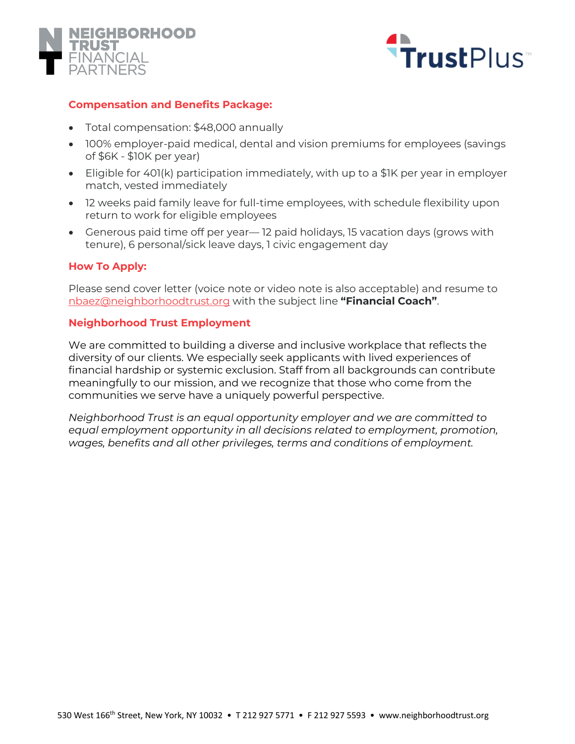## Compensation and Benefits Package:

- Total compensation: $48,000 annually
- 100% employer-paid medical, dental and vision premiums for employees (savings of $6K - $10K per year)
- Eligible for 401(k) participation immediately, with up to a $1K per year in employer match, vested immediately
- 12 weeks paid family leave for full-time employees, with schedule flexibility upon return to work for eligible employees
- Generous paid time off per year— 12 paid holidays, 15 vacation days (grows with tenure), 6 personal/sick leave days, 1 civic engagement day

## How To Apply:

Please send cover letter (voice note or video note is also acceptable) and resume to nbaez@neighborhoodtrust.org with the subject line **"Financial Coach"**.

## Neighborhood Trust Employment

We are committed to building a diverse and inclusive workplace that reflects the diversity of our clients. We especially seek applicants with lived experiences of financial hardship or systemic exclusion. Staff from all backgrounds can contribute meaningfully to our mission, and we recognize that those who come from the communities we serve have a uniquely powerful perspective.

*Neighborhood Trust is an equal opportunity employer and we are committed to equal employment opportunity in all decisions related to employment, promotion, wages, benefits and all other privileges, terms and conditions of employment.*